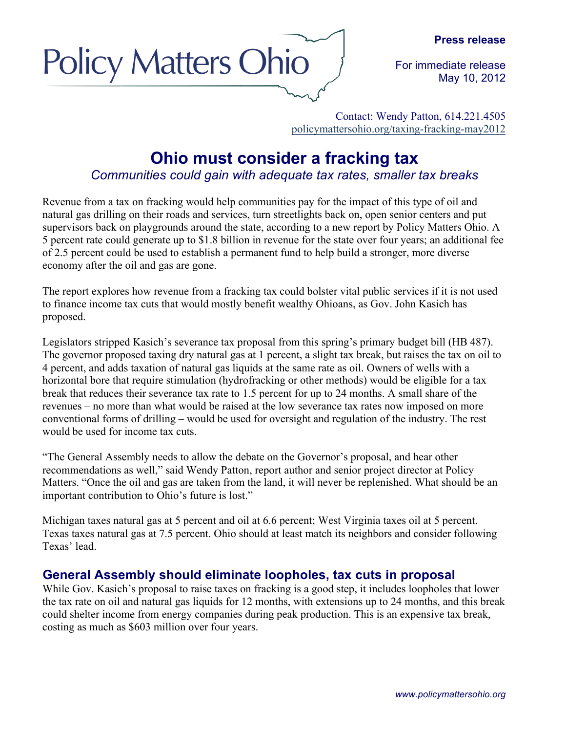Policy Matters Ohio

**Press release**

For immediate release
May 10, 2012

Contact: Wendy Patton, 614.221.4505
policymattersohio.org/taxing-fracking-may2012

# Ohio must consider a fracking tax

*Communities could gain with adequate tax rates, smaller tax breaks*

Revenue from a tax on fracking would help communities pay for the impact of this type of oil and natural gas drilling on their roads and services, turn streetlights back on, open senior centers and put supervisors back on playgrounds around the state, according to a new report by Policy Matters Ohio. A 5 percent rate could generate up to $1.8 billion in revenue for the state over four years; an additional fee of 2.5 percent could be used to establish a permanent fund to help build a stronger, more diverse economy after the oil and gas are gone.

The report explores how revenue from a fracking tax could bolster vital public services if it is not used to finance income tax cuts that would mostly benefit wealthy Ohioans, as Gov. John Kasich has proposed.

Legislators stripped Kasich's severance tax proposal from this spring's primary budget bill (HB 487). The governor proposed taxing dry natural gas at 1 percent, a slight tax break, but raises the tax on oil to 4 percent, and adds taxation of natural gas liquids at the same rate as oil. Owners of wells with a horizontal bore that require stimulation (hydrofracking or other methods) would be eligible for a tax break that reduces their severance tax rate to 1.5 percent for up to 24 months. A small share of the revenues – no more than what would be raised at the low severance tax rates now imposed on more conventional forms of drilling – would be used for oversight and regulation of the industry. The rest would be used for income tax cuts.

"The General Assembly needs to allow the debate on the Governor's proposal, and hear other recommendations as well," said Wendy Patton, report author and senior project director at Policy Matters. "Once the oil and gas are taken from the land, it will never be replenished. What should be an important contribution to Ohio's future is lost."

Michigan taxes natural gas at 5 percent and oil at 6.6 percent; West Virginia taxes oil at 5 percent. Texas taxes natural gas at 7.5 percent. Ohio should at least match its neighbors and consider following Texas' lead.

## General Assembly should eliminate loopholes, tax cuts in proposal

While Gov. Kasich's proposal to raise taxes on fracking is a good step, it includes loopholes that lower the tax rate on oil and natural gas liquids for 12 months, with extensions up to 24 months, and this break could shelter income from energy companies during peak production. This is an expensive tax break, costing as much as $603 million over four years.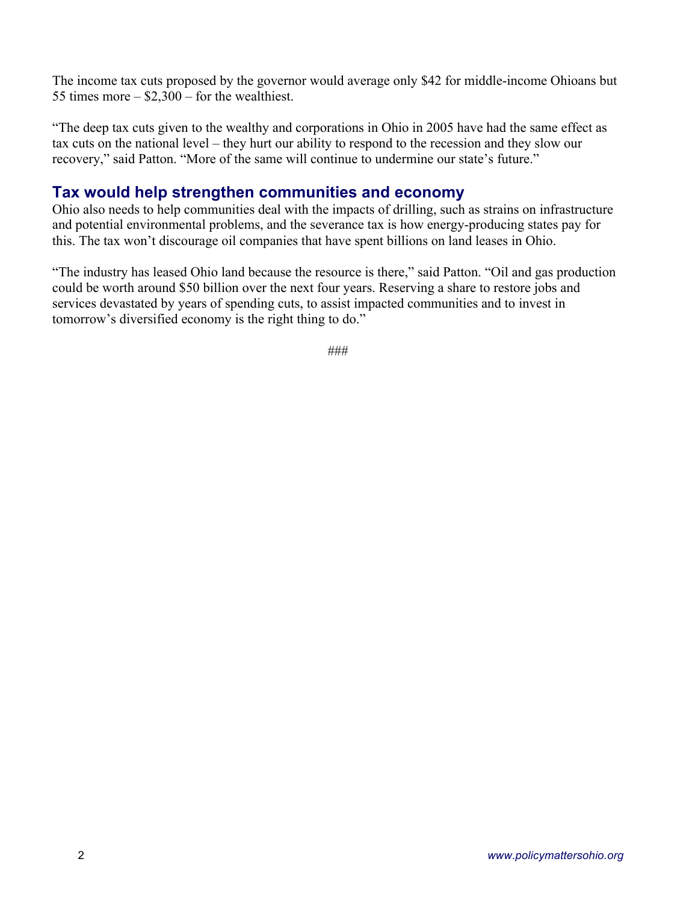The income tax cuts proposed by the governor would average only $42 for middle-income Ohioans but 55 times more – $2,300 – for the wealthiest.

"The deep tax cuts given to the wealthy and corporations in Ohio in 2005 have had the same effect as tax cuts on the national level – they hurt our ability to respond to the recession and they slow our recovery," said Patton. "More of the same will continue to undermine our state's future."

## Tax would help strengthen communities and economy

Ohio also needs to help communities deal with the impacts of drilling, such as strains on infrastructure and potential environmental problems, and the severance tax is how energy-producing states pay for this. The tax won't discourage oil companies that have spent billions on land leases in Ohio.

"The industry has leased Ohio land because the resource is there," said Patton. "Oil and gas production could be worth around $50 billion over the next four years. Reserving a share to restore jobs and services devastated by years of spending cuts, to assist impacted communities and to invest in tomorrow's diversified economy is the right thing to do."

###